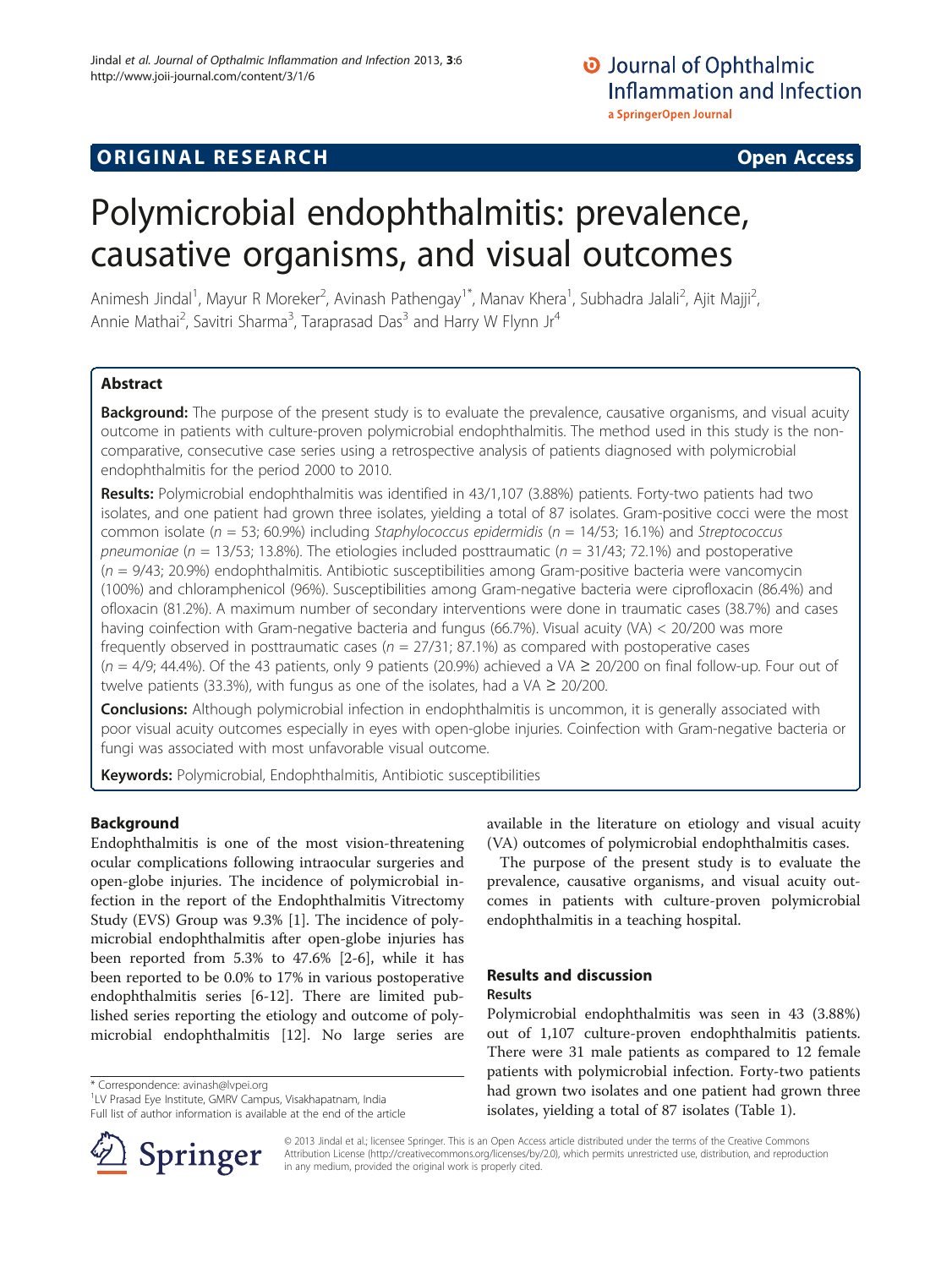**ORIGINAL RESEARCH** **Open Access**

# Polymicrobial endophthalmitis: prevalence, causative organisms, and visual outcomes

Animesh Jindal[1], Mayur R Moreker[2], Avinash Pathengay[1*], Manav Khera[1], Subhadra Jalali[2], Ajit Majji[2], Annie Mathai[2], Savitri Sharma[3], Taraprasad Das[3] and Harry W Flynn Jr[4]

## Abstract

**Background:** The purpose of the present study is to evaluate the prevalence, causative organisms, and visual acuity outcome in patients with culture-proven polymicrobial endophthalmitis. The method used in this study is the non-comparative, consecutive case series using a retrospective analysis of patients diagnosed with polymicrobial endophthalmitis for the period 2000 to 2010.

**Results:** Polymicrobial endophthalmitis was identified in 43/1,107 (3.88%) patients. Forty-two patients had two isolates, and one patient had grown three isolates, yielding a total of 87 isolates. Gram-positive cocci were the most common isolate ($n$ = 53; 60.9%) including *Staphylococcus epidermidis* ($n$ = 14/53; 16.1%) and *Streptococcus pneumoniae* ($n$ = 13/53; 13.8%). The etiologies included posttraumatic ($n$ = 31/43; 72.1%) and postoperative ($n$ = 9/43; 20.9%) endophthalmitis. Antibiotic susceptibilities among Gram-positive bacteria were vancomycin (100%) and chloramphenicol (96%). Susceptibilities among Gram-negative bacteria were ciprofloxacin (86.4%) and ofloxacin (81.2%). A maximum number of secondary interventions were done in traumatic cases (38.7%) and cases having coinfection with Gram-negative bacteria and fungus (66.7%). Visual acuity (VA) < 20/200 was more frequently observed in posttraumatic cases ($n$ = 27/31; 87.1%) as compared with postoperative cases ($n$ = 4/9; 44.4%). Of the 43 patients, only 9 patients (20.9%) achieved a VA ≥ 20/200 on final follow-up. Four out of twelve patients (33.3%), with fungus as one of the isolates, had a VA ≥ 20/200.

**Conclusions:** Although polymicrobial infection in endophthalmitis is uncommon, it is generally associated with poor visual acuity outcomes especially in eyes with open-globe injuries. Coinfection with Gram-negative bacteria or fungi was associated with most unfavorable visual outcome.

**Keywords:** Polymicrobial, Endophthalmitis, Antibiotic susceptibilities

## Background

Endophthalmitis is one of the most vision-threatening ocular complications following intraocular surgeries and open-globe injuries. The incidence of polymicrobial infection in the report of the Endophthalmitis Vitrectomy Study (EVS) Group was 9.3% [1]. The incidence of polymicrobial endophthalmitis after open-globe injuries has been reported from 5.3% to 47.6% [2-6], while it has been reported to be 0.0% to 17% in various postoperative endophthalmitis series [6-12]. There are limited published series reporting the etiology and outcome of polymicrobial endophthalmitis [12]. No large series are available in the literature on etiology and visual acuity (VA) outcomes of polymicrobial endophthalmitis cases.

The purpose of the present study is to evaluate the prevalence, causative organisms, and visual acuity outcomes in patients with culture-proven polymicrobial endophthalmitis in a teaching hospital.

## Results and discussion

### Results

Polymicrobial endophthalmitis was seen in 43 (3.88%) out of 1,107 culture-proven endophthalmitis patients. There were 31 male patients as compared to 12 female patients with polymicrobial infection. Forty-two patients had grown two isolates and one patient had grown three isolates, yielding a total of 87 isolates (Table 1).

\* Correspondence: avinash@lvpei.org
[1]LV Prasad Eye Institute, GMRV Campus, Visakhapatnam, India
Full list of author information is available at the end of the article

© 2013 Jindal et al.; licensee Springer. This is an Open Access article distributed under the terms of the Creative Commons Attribution License (http://creativecommons.org/licenses/by/2.0), which permits unrestricted use, distribution, and reproduction in any medium, provided the original work is properly cited.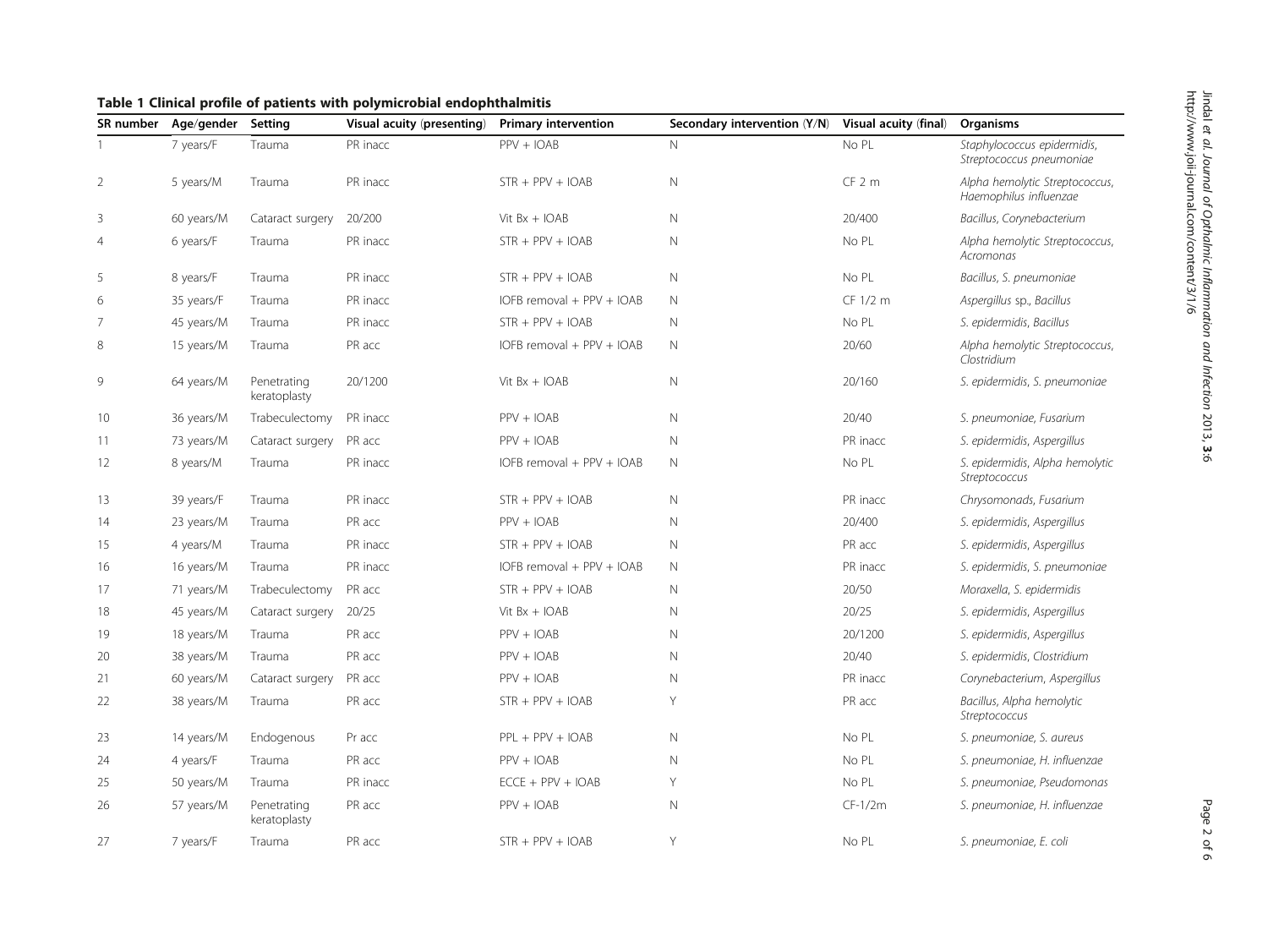**Table 1 Clinical profile of patients with polymicrobial endophthalmitis**

| SR number | Age/gender | Setting | Visual acuity (presenting) | Primary intervention | Secondary intervention (Y/N) | Visual acuity (final) | Organisms |
|---|---|---|---|---|---|---|---|
| 1 | 7 years/F | Trauma | PR inacc | PPV + IOAB | N | No PL | *Staphylococcus epidermidis*, *Streptococcus pneumoniae* |
| 2 | 5 years/M | Trauma | PR inacc | STR + PPV + IOAB | N | CF 2 m | *Alpha hemolytic Streptococcus*, *Haemophilus influenzae* |
| 3 | 60 years/M | Cataract surgery | 20/200 | Vit Bx + IOAB | N | 20/400 | *Bacillus*, *Corynebacterium* |
| 4 | 6 years/F | Trauma | PR inacc | STR + PPV + IOAB | N | No PL | *Alpha hemolytic Streptococcus*, *Acromonas* |
| 5 | 8 years/F | Trauma | PR inacc | STR + PPV + IOAB | N | No PL | *Bacillus*, *S. pneumoniae* |
| 6 | 35 years/F | Trauma | PR inacc | IOFB removal + PPV + IOAB | N | CF 1/2 m | *Aspergillus* sp., *Bacillus* |
| 7 | 45 years/M | Trauma | PR inacc | STR + PPV + IOAB | N | No PL | *S. epidermidis*, *Bacillus* |
| 8 | 15 years/M | Trauma | PR acc | IOFB removal + PPV + IOAB | N | 20/60 | *Alpha hemolytic Streptococcus*, *Clostridium* |
| 9 | 64 years/M | Penetrating keratoplasty | 20/1200 | Vit Bx + IOAB | N | 20/160 | *S. epidermidis*, *S. pneumoniae* |
| 10 | 36 years/M | Trabeculectomy | PR inacc | PPV + IOAB | N | 20/40 | *S. pneumoniae*, *Fusarium* |
| 11 | 73 years/M | Cataract surgery | PR acc | PPV + IOAB | N | PR inacc | *S. epidermidis*, *Aspergillus* |
| 12 | 8 years/M | Trauma | PR inacc | IOFB removal + PPV + IOAB | N | No PL | *S. epidermidis*, *Alpha hemolytic Streptococcus* |
| 13 | 39 years/F | Trauma | PR inacc | STR + PPV + IOAB | N | PR inacc | *Chrysomonads*, *Fusarium* |
| 14 | 23 years/M | Trauma | PR acc | PPV + IOAB | N | 20/400 | *S. epidermidis*, *Aspergillus* |
| 15 | 4 years/M | Trauma | PR inacc | STR + PPV + IOAB | N | PR acc | *S. epidermidis*, *Aspergillus* |
| 16 | 16 years/M | Trauma | PR inacc | IOFB removal + PPV + IOAB | N | PR inacc | *S. epidermidis*, *S. pneumoniae* |
| 17 | 71 years/M | Trabeculectomy | PR acc | STR + PPV + IOAB | N | 20/50 | *Moraxella*, *S. epidermidis* |
| 18 | 45 years/M | Cataract surgery | 20/25 | Vit Bx + IOAB | N | 20/25 | *S. epidermidis*, *Aspergillus* |
| 19 | 18 years/M | Trauma | PR acc | PPV + IOAB | N | 20/1200 | *S. epidermidis*, *Aspergillus* |
| 20 | 38 years/M | Trauma | PR acc | PPV + IOAB | N | 20/40 | *S. epidermidis*, *Clostridium* |
| 21 | 60 years/M | Cataract surgery | PR acc | PPV + IOAB | N | PR inacc | *Corynebacterium*, *Aspergillus* |
| 22 | 38 years/M | Trauma | PR acc | STR + PPV + IOAB | Y | PR acc | *Bacillus*, *Alpha hemolytic Streptococcus* |
| 23 | 14 years/M | Endogenous | Pr acc | PPL + PPV + IOAB | N | No PL | *S. pneumoniae*, *S. aureus* |
| 24 | 4 years/F | Trauma | PR acc | PPV + IOAB | N | No PL | *S. pneumoniae*, *H. influenzae* |
| 25 | 50 years/M | Trauma | PR inacc | ECCE + PPV + IOAB | Y | No PL | *S. pneumoniae*, *Pseudomonas* |
| 26 | 57 years/M | Penetrating keratoplasty | PR acc | PPV + IOAB | N | CF-1/2m | *S. pneumoniae*, *H. influenzae* |
| 27 | 7 years/F | Trauma | PR acc | STR + PPV + IOAB | Y | No PL | *S. pneumoniae*, *E. coli* |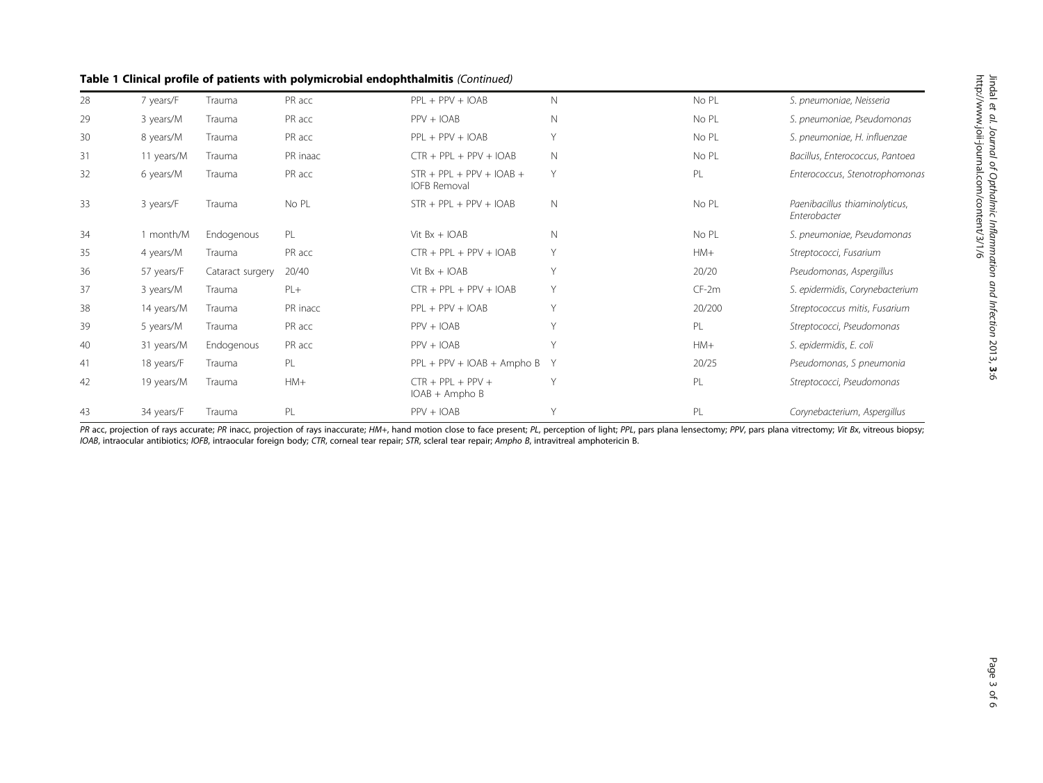**Table 1 Clinical profile of patients with polymicrobial endophthalmitis** *(Continued)*

| | | | | | | | |
|---|---|---|---|---|---|---|---|
| 28 | 7 years/F | Trauma | PR acc | PPL + PPV + IOAB | N | No PL | *S. pneumoniae, Neisseria* |
| 29 | 3 years/M | Trauma | PR acc | PPV + IOAB | N | No PL | *S. pneumoniae, Pseudomonas* |
| 30 | 8 years/M | Trauma | PR acc | PPL + PPV + IOAB | Y | No PL | *S. pneumoniae, H. influenzae* |
| 31 | 11 years/M | Trauma | PR inaac | CTR + PPL + PPV + IOAB | N | No PL | *Bacillus, Enterococcus, Pantoea* |
| 32 | 6 years/M | Trauma | PR acc | STR + PPL + PPV + IOAB + IOFB Removal | Y | PL | *Enterococcus, Stenotrophomonas* |
| 33 | 3 years/F | Trauma | No PL | STR + PPL + PPV + IOAB | N | No PL | *Paenibacillus thiaminolyticus, Enterobacter* |
| 34 | 1 month/M | Endogenous | PL | Vit Bx + IOAB | N | No PL | *S. pneumoniae, Pseudomonas* |
| 35 | 4 years/M | Trauma | PR acc | CTR + PPL + PPV + IOAB | Y | HM+ | *Streptococci, Fusarium* |
| 36 | 57 years/F | Cataract surgery | 20/40 | Vit Bx + IOAB | Y | 20/20 | *Pseudomonas, Aspergillus* |
| 37 | 3 years/M | Trauma | PL+ | CTR + PPL + PPV + IOAB | Y | CF-2m | *S. epidermidis, Corynebacterium* |
| 38 | 14 years/M | Trauma | PR inacc | PPL + PPV + IOAB | Y | 20/200 | *Streptococcus mitis, Fusarium* |
| 39 | 5 years/M | Trauma | PR acc | PPV + IOAB | Y | PL | *Streptococci, Pseudomonas* |
| 40 | 31 years/M | Endogenous | PR acc | PPV + IOAB | Y | HM+ | *S. epidermidis, E. coli* |
| 41 | 18 years/F | Trauma | PL | PPL + PPV + IOAB + Ampho B | Y | 20/25 | *Pseudomonas, S pneumonia* |
| 42 | 19 years/M | Trauma | HM+ | CTR + PPL + PPV + IOAB + Ampho B | Y | PL | *Streptococci, Pseudomonas* |
| 43 | 34 years/F | Trauma | PL | PPV + IOAB | Y | PL | *Corynebacterium, Aspergillus* |

*PR* acc, projection of rays accurate; *PR* inacc, projection of rays inaccurate; *HM+*, hand motion close to face present; *PL*, perception of light; *PPL*, pars plana lensectomy; *PPV*, pars plana vitrectomy; *Vit Bx*, vitreous biopsy; *IOAB*, intraocular antibiotics; *IOFB*, intraocular foreign body; *CTR*, corneal tear repair; *STR*, scleral tear repair; *Ampho B*, intravitreal amphotericin B.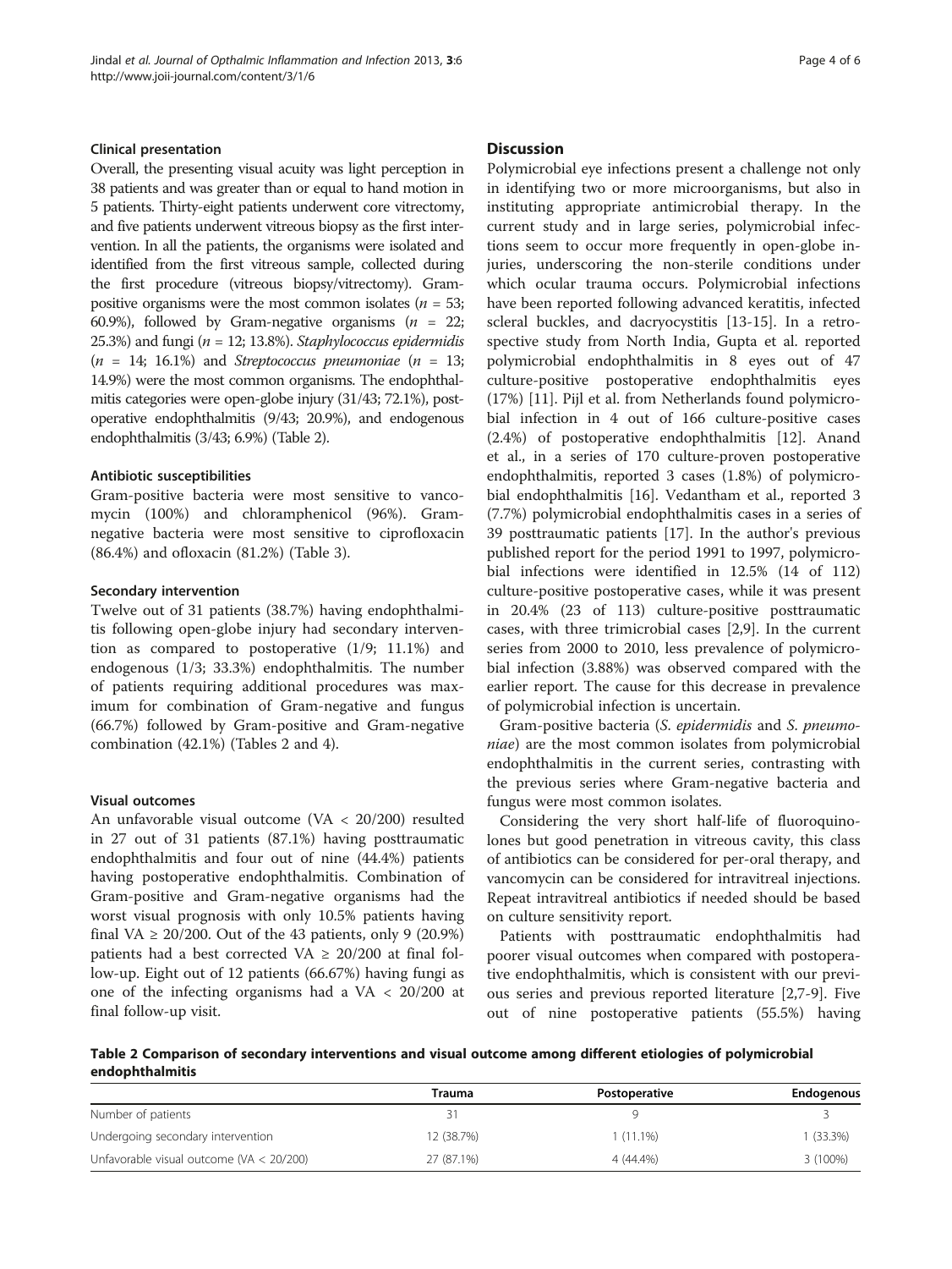#### Clinical presentation

Overall, the presenting visual acuity was light perception in 38 patients and was greater than or equal to hand motion in 5 patients. Thirty-eight patients underwent core vitrectomy, and five patients underwent vitreous biopsy as the first intervention. In all the patients, the organisms were isolated and identified from the first vitreous sample, collected during the first procedure (vitreous biopsy/vitrectomy). Gram-positive organisms were the most common isolates ($n$ = 53; 60.9%), followed by Gram-negative organisms ($n$ = 22; 25.3%) and fungi ($n$ = 12; 13.8%). *Staphylococcus epidermidis* ($n$ = 14; 16.1%) and *Streptococcus pneumoniae* ($n$ = 13; 14.9%) were the most common organisms. The endophthalmitis categories were open-globe injury (31/43; 72.1%), post-operative endophthalmitis (9/43; 20.9%), and endogenous endophthalmitis (3/43; 6.9%) (Table 2).

#### Antibiotic susceptibilities

Gram-positive bacteria were most sensitive to vancomycin (100%) and chloramphenicol (96%). Gram-negative bacteria were most sensitive to ciprofloxacin (86.4%) and ofloxacin (81.2%) (Table 3).

#### Secondary intervention

Twelve out of 31 patients (38.7%) having endophthalmitis following open-globe injury had secondary intervention as compared to postoperative (1/9; 11.1%) and endogenous (1/3; 33.3%) endophthalmitis. The number of patients requiring additional procedures was maximum for combination of Gram-negative and fungus (66.7%) followed by Gram-positive and Gram-negative combination (42.1%) (Tables 2 and 4).

#### Visual outcomes

An unfavorable visual outcome (VA < 20/200) resulted in 27 out of 31 patients (87.1%) having posttraumatic endophthalmitis and four out of nine (44.4%) patients having postoperative endophthalmitis. Combination of Gram-positive and Gram-negative organisms had the worst visual prognosis with only 10.5% patients having final VA ≥ 20/200. Out of the 43 patients, only 9 (20.9%) patients had a best corrected VA ≥ 20/200 at final follow-up. Eight out of 12 patients (66.67%) having fungi as one of the infecting organisms had a VA < 20/200 at final follow-up visit.

## Discussion

Polymicrobial eye infections present a challenge not only in identifying two or more microorganisms, but also in instituting appropriate antimicrobial therapy. In the current study and in large series, polymicrobial infections seem to occur more frequently in open-globe injuries, underscoring the non-sterile conditions under which ocular trauma occurs. Polymicrobial infections have been reported following advanced keratitis, infected scleral buckles, and dacryocystitis [13-15]. In a retrospective study from North India, Gupta et al. reported polymicrobial endophthalmitis in 8 eyes out of 47 culture-positive postoperative endophthalmitis eyes (17%) [11]. Pijl et al. from Netherlands found polymicrobial infection in 4 out of 166 culture-positive cases (2.4%) of postoperative endophthalmitis [12]. Anand et al., in a series of 170 culture-proven postoperative endophthalmitis, reported 3 cases (1.8%) of polymicrobial endophthalmitis [16]. Vedantham et al., reported 3 (7.7%) polymicrobial endophthalmitis cases in a series of 39 posttraumatic patients [17]. In the author's previous published report for the period 1991 to 1997, polymicrobial infections were identified in 12.5% (14 of 112) culture-positive postoperative cases, while it was present in 20.4% (23 of 113) culture-positive posttraumatic cases, with three trimicrobial cases [2,9]. In the current series from 2000 to 2010, less prevalence of polymicrobial infection (3.88%) was observed compared with the earlier report. The cause for this decrease in prevalence of polymicrobial infection is uncertain.

Gram-positive bacteria (*S. epidermidis* and *S. pneumoniae*) are the most common isolates from polymicrobial endophthalmitis in the current series, contrasting with the previous series where Gram-negative bacteria and fungus were most common isolates.

Considering the very short half-life of fluoroquinolones but good penetration in vitreous cavity, this class of antibiotics can be considered for per-oral therapy, and vancomycin can be considered for intravitreal injections. Repeat intravitreal antibiotics if needed should be based on culture sensitivity report.

Patients with posttraumatic endophthalmitis had poorer visual outcomes when compared with postoperative endophthalmitis, which is consistent with our previous series and previous reported literature [2,7-9]. Five out of nine postoperative patients (55.5%) having

**Table 2 Comparison of secondary interventions and visual outcome among different etiologies of polymicrobial endophthalmitis**

| | Trauma | Postoperative | Endogenous |
|---|---|---|---|
| Number of patients | 31 | 9 | 3 |
| Undergoing secondary intervention | 12 (38.7%) | 1 (11.1%) | 1 (33.3%) |
| Unfavorable visual outcome (VA < 20/200) | 27 (87.1%) | 4 (44.4%) | 3 (100%) |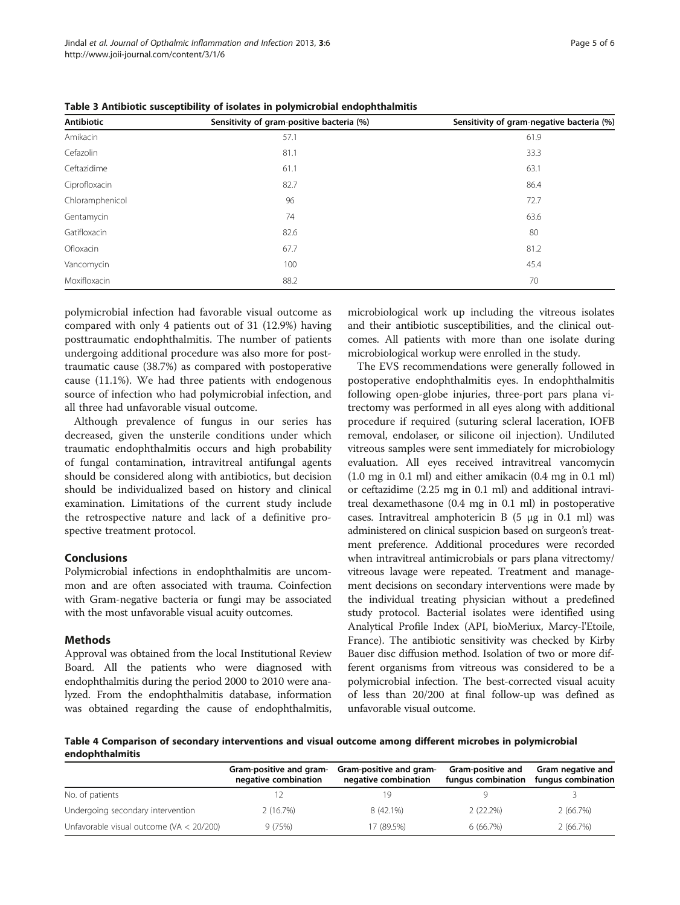**Table 3 Antibiotic susceptibility of isolates in polymicrobial endophthalmitis**

| Antibiotic | Sensitivity of gram-positive bacteria (%) | Sensitivity of gram-negative bacteria (%) |
|---|---|---|
| Amikacin | 57.1 | 61.9 |
| Cefazolin | 81.1 | 33.3 |
| Ceftazidime | 61.1 | 63.1 |
| Ciprofloxacin | 82.7 | 86.4 |
| Chloramphenicol | 96 | 72.7 |
| Gentamycin | 74 | 63.6 |
| Gatifloxacin | 82.6 | 80 |
| Ofloxacin | 67.7 | 81.2 |
| Vancomycin | 100 | 45.4 |
| Moxifloxacin | 88.2 | 70 |

polymicrobial infection had favorable visual outcome as compared with only 4 patients out of 31 (12.9%) having posttraumatic endophthalmitis. The number of patients undergoing additional procedure was also more for posttraumatic cause (38.7%) as compared with postoperative cause (11.1%). We had three patients with endogenous source of infection who had polymicrobial infection, and all three had unfavorable visual outcome.

Although prevalence of fungus in our series has decreased, given the unsterile conditions under which traumatic endophthalmitis occurs and high probability of fungal contamination, intravitreal antifungal agents should be considered along with antibiotics, but decision should be individualized based on history and clinical examination. Limitations of the current study include the retrospective nature and lack of a definitive prospective treatment protocol.

## Conclusions

Polymicrobial infections in endophthalmitis are uncommon and are often associated with trauma. Coinfection with Gram-negative bacteria or fungi may be associated with the most unfavorable visual acuity outcomes.

## Methods

Approval was obtained from the local Institutional Review Board. All the patients who were diagnosed with endophthalmitis during the period 2000 to 2010 were analyzed. From the endophthalmitis database, information was obtained regarding the cause of endophthalmitis, microbiological work up including the vitreous isolates and their antibiotic susceptibilities, and the clinical outcomes. All patients with more than one isolate during microbiological workup were enrolled in the study.

The EVS recommendations were generally followed in postoperative endophthalmitis eyes. In endophthalmitis following open-globe injuries, three-port pars plana vitrectomy was performed in all eyes along with additional procedure if required (suturing scleral laceration, IOFB removal, endolaser, or silicone oil injection). Undiluted vitreous samples were sent immediately for microbiology evaluation. All eyes received intravitreal vancomycin (1.0 mg in 0.1 ml) and either amikacin (0.4 mg in 0.1 ml) or ceftazidime (2.25 mg in 0.1 ml) and additional intravitreal dexamethasone (0.4 mg in 0.1 ml) in postoperative cases. Intravitreal amphotericin B (5 μg in 0.1 ml) was administered on clinical suspicion based on surgeon's treatment preference. Additional procedures were recorded when intravitreal antimicrobials or pars plana vitrectomy/vitreous lavage were repeated. Treatment and management decisions on secondary interventions were made by the individual treating physician without a predefined study protocol. Bacterial isolates were identified using Analytical Profile Index (API, bioMeriux, Marcy-l'Etoile, France). The antibiotic sensitivity was checked by Kirby Bauer disc diffusion method. Isolation of two or more different organisms from vitreous was considered to be a polymicrobial infection. The best-corrected visual acuity of less than 20/200 at final follow-up was defined as unfavorable visual outcome.

**Table 4 Comparison of secondary interventions and visual outcome among different microbes in polymicrobial endophthalmitis**

| | Gram-positive and gram-negative combination | Gram-positive and gram-negative combination | Gram-positive and fungus combination | Gram negative and fungus combination |
|---|---|---|---|---|
| No. of patients | 12 | 19 | 9 | 3 |
| Undergoing secondary intervention | 2 (16.7%) | 8 (42.1%) | 2 (22.2%) | 2 (66.7%) |
| Unfavorable visual outcome (VA < 20/200) | 9 (75%) | 17 (89.5%) | 6 (66.7%) | 2 (66.7%) |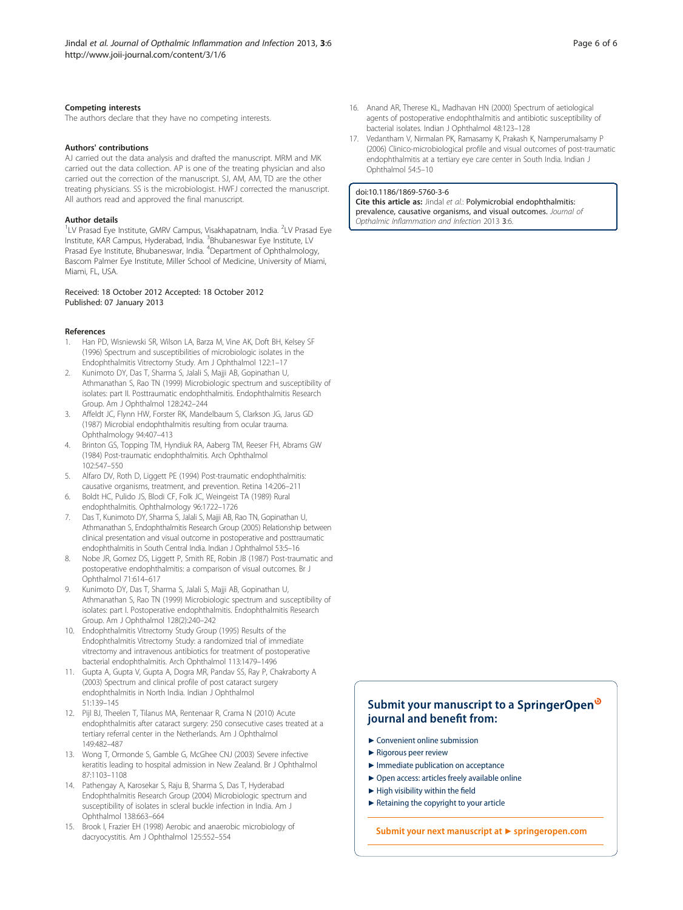### Competing interests

The authors declare that they have no competing interests.

### Authors' contributions

AJ carried out the data analysis and drafted the manuscript. MRM and MK carried out the data collection. AP is one of the treating physician and also carried out the correction of the manuscript. SJ, AM, AM, TD are the other treating physicians. SS is the microbiologist. HWFJ corrected the manuscript. All authors read and approved the final manuscript.

### Author details

[1]LV Prasad Eye Institute, GMRV Campus, Visakhapatnam, India. [2]LV Prasad Eye Institute, KAR Campus, Hyderabad, India. [3]Bhubaneswar Eye Institute, LV Prasad Eye Institute, Bhubaneswar, India. [4]Department of Ophthalmology, Bascom Palmer Eye Institute, Miller School of Medicine, University of Miami, Miami, FL, USA.

Received: 18 October 2012 Accepted: 18 October 2012
Published: 07 January 2013

### References

1. Han PD, Wisniewski SR, Wilson LA, Barza M, Vine AK, Doft BH, Kelsey SF (1996) Spectrum and susceptibilities of microbiologic isolates in the Endophthalmitis Vitrectomy Study. Am J Ophthalmol 122:1–17
2. Kunimoto DY, Das T, Sharma S, Jalali S, Majji AB, Gopinathan U, Athmanathan S, Rao TN (1999) Microbiologic spectrum and susceptibility of isolates: part II. Posttraumatic endophthalmitis. Endophthalmitis Research Group. Am J Ophthalmol 128:242–244
3. Affeldt JC, Flynn HW, Forster RK, Mandelbaum S, Clarkson JG, Jarus GD (1987) Microbial endophthalmitis resulting from ocular trauma. Ophthalmology 94:407–413
4. Brinton GS, Topping TM, Hyndiuk RA, Aaberg TM, Reeser FH, Abrams GW (1984) Post-traumatic endophthalmitis. Arch Ophthalmol 102:547–550
5. Alfaro DV, Roth D, Liggett PE (1994) Post-traumatic endophthalmitis: causative organisms, treatment, and prevention. Retina 14:206–211
6. Boldt HC, Pulido JS, Blodi CF, Folk JC, Weingeist TA (1989) Rural endophthalmitis. Ophthalmology 96:1722–1726
7. Das T, Kunimoto DY, Sharma S, Jalali S, Majji AB, Rao TN, Gopinathan U, Athmanathan S, Endophthalmitis Research Group (2005) Relationship between clinical presentation and visual outcome in postoperative and posttraumatic endophthalmitis in South Central India. Indian J Ophthalmol 53:5–16
8. Nobe JR, Gomez DS, Liggett P, Smith RE, Robin JB (1987) Post-traumatic and postoperative endophthalmitis: a comparison of visual outcomes. Br J Ophthalmol 71:614–617
9. Kunimoto DY, Das T, Sharma S, Jalali S, Majji AB, Gopinathan U, Athmanathan S, Rao TN (1999) Microbiologic spectrum and susceptibility of isolates: part I. Postoperative endophthalmitis. Endophthalmitis Research Group. Am J Ophthalmol 128(2):240–242
10. Endophthalmitis Vitrectomy Study Group (1995) Results of the Endophthalmitis Vitrectomy Study: a randomized trial of immediate vitrectomy and intravenous antibiotics for treatment of postoperative bacterial endophthalmitis. Arch Ophthalmol 113:1479–1496
11. Gupta A, Gupta V, Gupta A, Dogra MR, Pandav SS, Ray P, Chakraborty A (2003) Spectrum and clinical profile of post cataract surgery endophthalmitis in North India. Indian J Ophthalmol 51:139–145
12. Pijl BJ, Theelen T, Tilanus MA, Rentenaar R, Crama N (2010) Acute endophthalmitis after cataract surgery: 250 consecutive cases treated at a tertiary referral center in the Netherlands. Am J Ophthalmol 149:482–487
13. Wong T, Ormonde S, Gamble G, McGhee CNJ (2003) Severe infective keratitis leading to hospital admission in New Zealand. Br J Ophthalmol 87:1103–1108
14. Pathengay A, Karosekar S, Raju B, Sharma S, Das T, Hyderabad Endophthalmitis Research Group (2004) Microbiologic spectrum and susceptibility of isolates in scleral buckle infection in India. Am J Ophthalmol 138:663–664
15. Brook I, Frazier EH (1998) Aerobic and anaerobic microbiology of dacryocystitis. Am J Ophthalmol 125:552–554
16. Anand AR, Therese KL, Madhavan HN (2000) Spectrum of aetiological agents of postoperative endophthalmitis and antibiotic susceptibility of bacterial isolates. Indian J Ophthalmol 48:123–128
17. Vedantham V, Nirmalan PK, Ramasamy K, Prakash K, Namperumalsamy P (2006) Clinico-microbiological profile and visual outcomes of post-traumatic endophthalmitis at a tertiary eye care center in South India. Indian J Ophthalmol 54:5–10

doi:10.1186/1869-5760-3-6
**Cite this article as:** Jindal *et al.*: Polymicrobial endophthalmitis: prevalence, causative organisms, and visual outcomes. *Journal of Opthalmic Inflammation and Infection* 2013 **3**:6.

**Submit your manuscript to a SpringerOpen journal and benefit from:**

- ► Convenient online submission
- ► Rigorous peer review
- ► Immediate publication on acceptance
- ► Open access: articles freely available online
- ► High visibility within the field
- ► Retaining the copyright to your article

**Submit your next manuscript at ► springeropen.com**